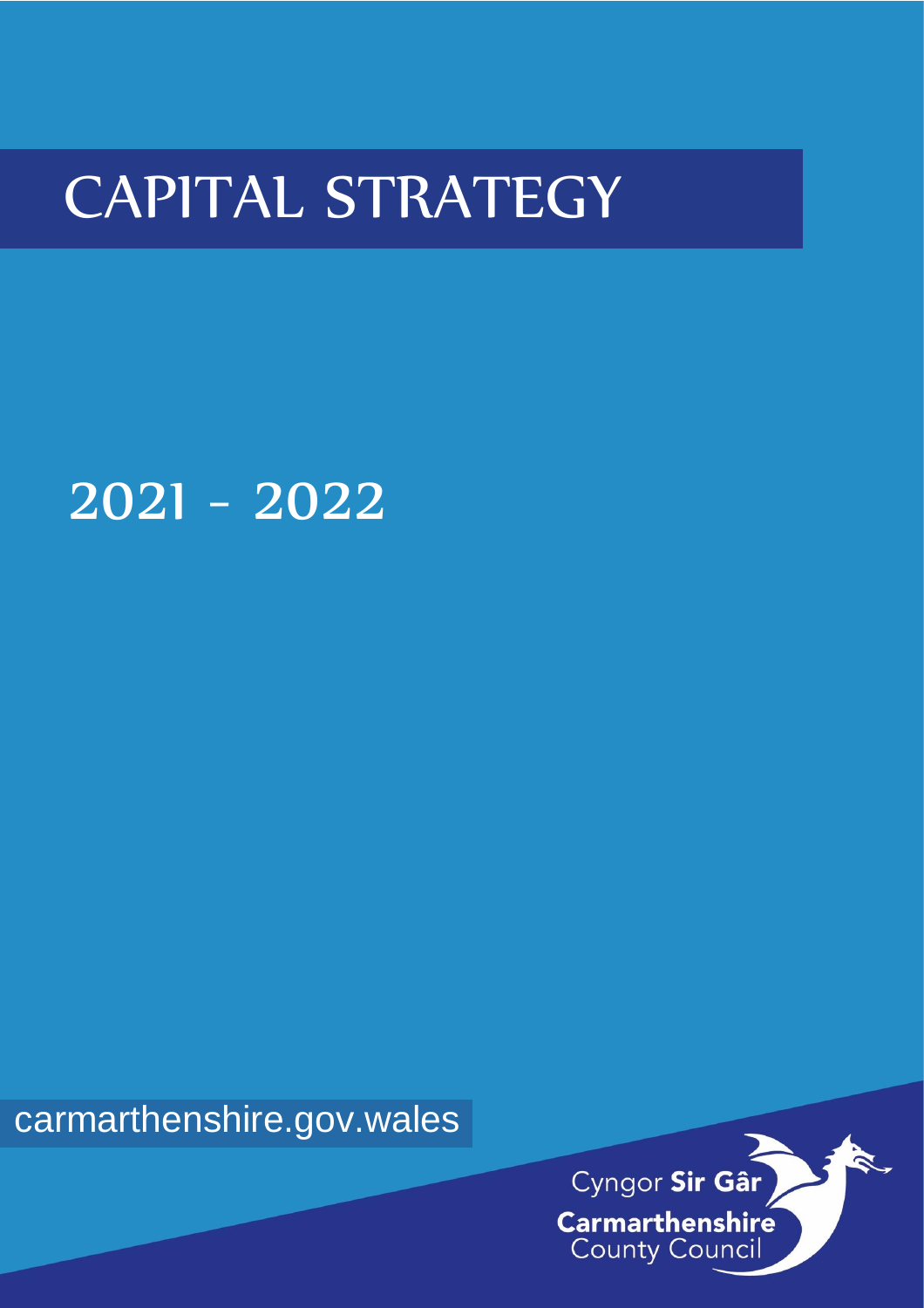# CAPITAL STRATEGY

## 2021 - 2022

carmarthenshire.gov.wales

Cyngor **Sir Gâr**
**Carmarthenshire**
County Council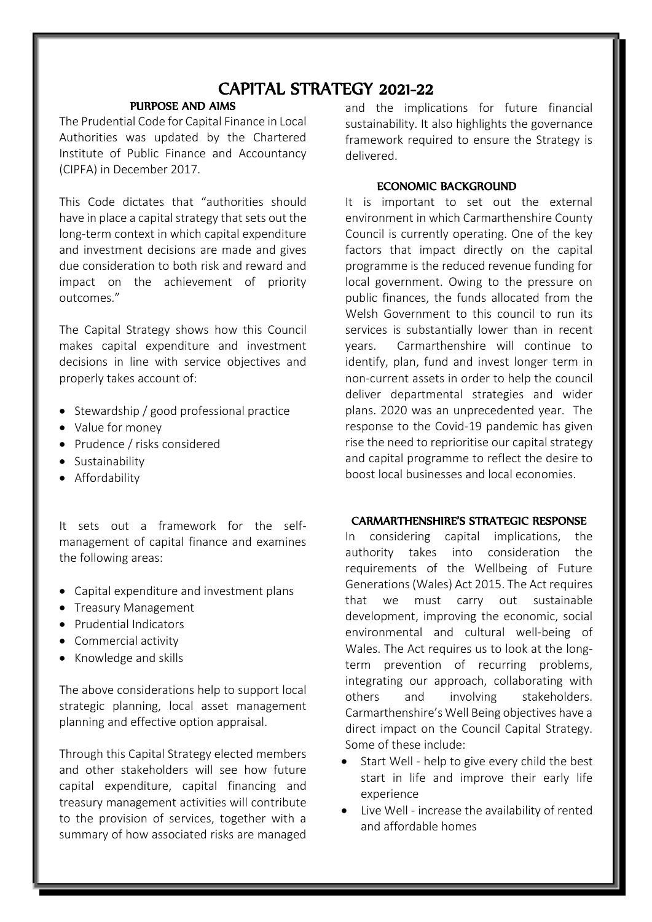# CAPITAL STRATEGY 2021-22

## PURPOSE AND AIMS

The Prudential Code for Capital Finance in Local Authorities was updated by the Chartered Institute of Public Finance and Accountancy (CIPFA) in December 2017.

This Code dictates that "authorities should have in place a capital strategy that sets out the long-term context in which capital expenditure and investment decisions are made and gives due consideration to both risk and reward and impact on the achievement of priority outcomes."

The Capital Strategy shows how this Council makes capital expenditure and investment decisions in line with service objectives and properly takes account of:

- Stewardship / good professional practice
- Value for money
- Prudence / risks considered
- Sustainability
- Affordability

It sets out a framework for the self-management of capital finance and examines the following areas:

- Capital expenditure and investment plans
- Treasury Management
- Prudential Indicators
- Commercial activity
- Knowledge and skills

The above considerations help to support local strategic planning, local asset management planning and effective option appraisal.

Through this Capital Strategy elected members and other stakeholders will see how future capital expenditure, capital financing and treasury management activities will contribute to the provision of services, together with a summary of how associated risks are managed and the implications for future financial sustainability. It also highlights the governance framework required to ensure the Strategy is delivered.

## ECONOMIC BACKGROUND

It is important to set out the external environment in which Carmarthenshire County Council is currently operating. One of the key factors that impact directly on the capital programme is the reduced revenue funding for local government. Owing to the pressure on public finances, the funds allocated from the Welsh Government to this council to run its services is substantially lower than in recent years. Carmarthenshire will continue to identify, plan, fund and invest longer term in non-current assets in order to help the council deliver departmental strategies and wider plans. 2020 was an unprecedented year. The response to the Covid-19 pandemic has given rise the need to reprioritise our capital strategy and capital programme to reflect the desire to boost local businesses and local economies.

## CARMARTHENSHIRE'S STRATEGIC RESPONSE

In considering capital implications, the authority takes into consideration the requirements of the Wellbeing of Future Generations (Wales) Act 2015. The Act requires that we must carry out sustainable development, improving the economic, social environmental and cultural well-being of Wales. The Act requires us to look at the long-term prevention of recurring problems, integrating our approach, collaborating with others and involving stakeholders. Carmarthenshire's Well Being objectives have a direct impact on the Council Capital Strategy. Some of these include:

- Start Well - help to give every child the best start in life and improve their early life experience
- Live Well - increase the availability of rented and affordable homes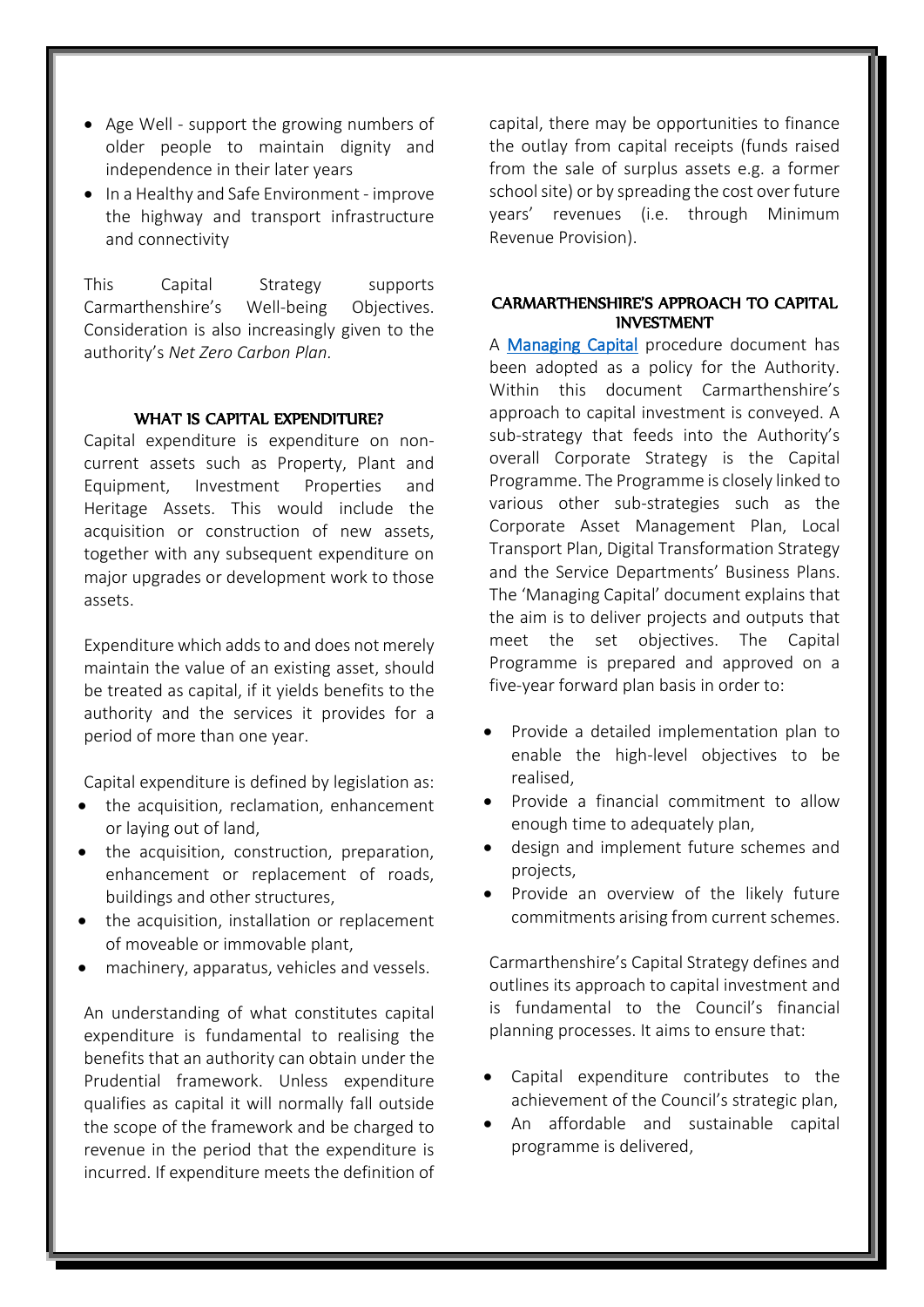- Age Well - support the growing numbers of older people to maintain dignity and independence in their later years
- In a Healthy and Safe Environment - improve the highway and transport infrastructure and connectivity

This Capital Strategy supports Carmarthenshire's Well-being Objectives. Consideration is also increasingly given to the authority's *Net Zero Carbon Plan*.

## WHAT IS CAPITAL EXPENDITURE?

Capital expenditure is expenditure on non-current assets such as Property, Plant and Equipment, Investment Properties and Heritage Assets. This would include the acquisition or construction of new assets, together with any subsequent expenditure on major upgrades or development work to those assets.

Expenditure which adds to and does not merely maintain the value of an existing asset, should be treated as capital, if it yields benefits to the authority and the services it provides for a period of more than one year.

Capital expenditure is defined by legislation as:

- the acquisition, reclamation, enhancement or laying out of land,
- the acquisition, construction, preparation, enhancement or replacement of roads, buildings and other structures,
- the acquisition, installation or replacement of moveable or immovable plant,
- machinery, apparatus, vehicles and vessels.

An understanding of what constitutes capital expenditure is fundamental to realising the benefits that an authority can obtain under the Prudential framework. Unless expenditure qualifies as capital it will normally fall outside the scope of the framework and be charged to revenue in the period that the expenditure is incurred. If expenditure meets the definition of capital, there may be opportunities to finance the outlay from capital receipts (funds raised from the sale of surplus assets e.g. a former school site) or by spreading the cost over future years' revenues (i.e. through Minimum Revenue Provision).

## CARMARTHENSHIRE'S APPROACH TO CAPITAL INVESTMENT

A Managing Capital procedure document has been adopted as a policy for the Authority. Within this document Carmarthenshire's approach to capital investment is conveyed. A sub-strategy that feeds into the Authority's overall Corporate Strategy is the Capital Programme. The Programme is closely linked to various other sub-strategies such as the Corporate Asset Management Plan, Local Transport Plan, Digital Transformation Strategy and the Service Departments' Business Plans. The 'Managing Capital' document explains that the aim is to deliver projects and outputs that meet the set objectives. The Capital Programme is prepared and approved on a five-year forward plan basis in order to:

- Provide a detailed implementation plan to enable the high-level objectives to be realised,
- Provide a financial commitment to allow enough time to adequately plan,
- design and implement future schemes and projects,
- Provide an overview of the likely future commitments arising from current schemes.

Carmarthenshire's Capital Strategy defines and outlines its approach to capital investment and is fundamental to the Council's financial planning processes. It aims to ensure that:

- Capital expenditure contributes to the achievement of the Council's strategic plan,
- An affordable and sustainable capital programme is delivered,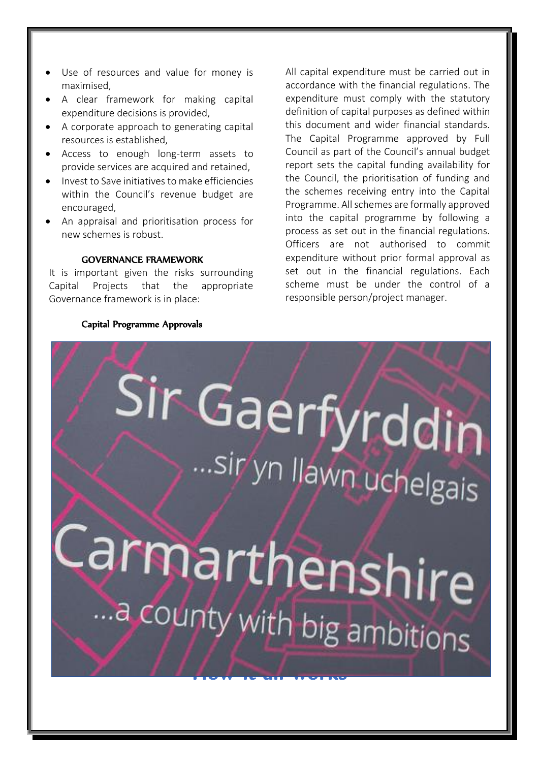- Use of resources and value for money is maximised,
- A clear framework for making capital expenditure decisions is provided,
- A corporate approach to generating capital resources is established,
- Access to enough long-term assets to provide services are acquired and retained,
- Invest to Save initiatives to make efficiencies within the Council's revenue budget are encouraged,
- An appraisal and prioritisation process for new schemes is robust.

## GOVERNANCE FRAMEWORK

It is important given the risks surrounding Capital Projects that the appropriate Governance framework is in place:

### Capital Programme Approvals

All capital expenditure must be carried out in accordance with the financial regulations. The expenditure must comply with the statutory definition of capital purposes as defined within this document and wider financial standards. The Capital Programme approved by Full Council as part of the Council's annual budget report sets the capital funding availability for the Council, the prioritisation of funding and the schemes receiving entry into the Capital Programme. All schemes are formally approved into the capital programme by following a process as set out in the financial regulations. Officers are not authorised to commit expenditure without prior formal approval as set out in the financial regulations. Each scheme must be under the control of a responsible person/project manager.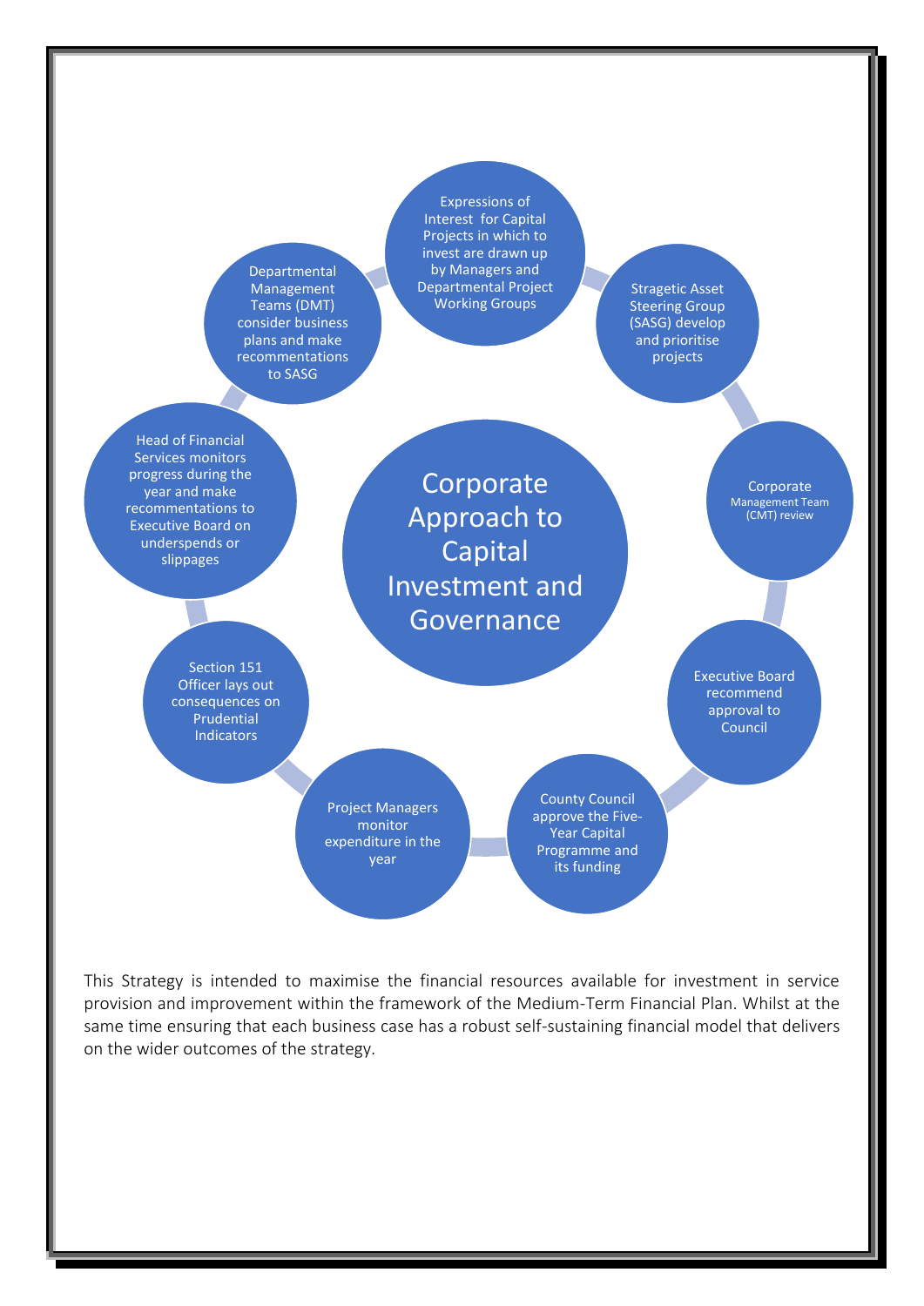**Corporate Approach to Capital Investment and Governance**

1. Expressions of Interest for Capital Projects in which to invest are drawn up by Managers and Departmental Project Working Groups
2. Stragetic Asset Steering Group (SASG) develop and prioritise projects
3. Corporate Management Team (CMT) review
4. Executive Board recommend approval to Council
5. County Council approve the Five-Year Capital Programme and its funding
6. Project Managers monitor expenditure in the year
7. Section 151 Officer lays out consequences on Prudential Indicators
8. Head of Financial Services monitors progress during the year and make recommentations to Executive Board on underspends or slippages
9. Departmental Management Teams (DMT) consider business plans and make recommentations to SASG

This Strategy is intended to maximise the financial resources available for investment in service provision and improvement within the framework of the Medium-Term Financial Plan. Whilst at the same time ensuring that each business case has a robust self-sustaining financial model that delivers on the wider outcomes of the strategy.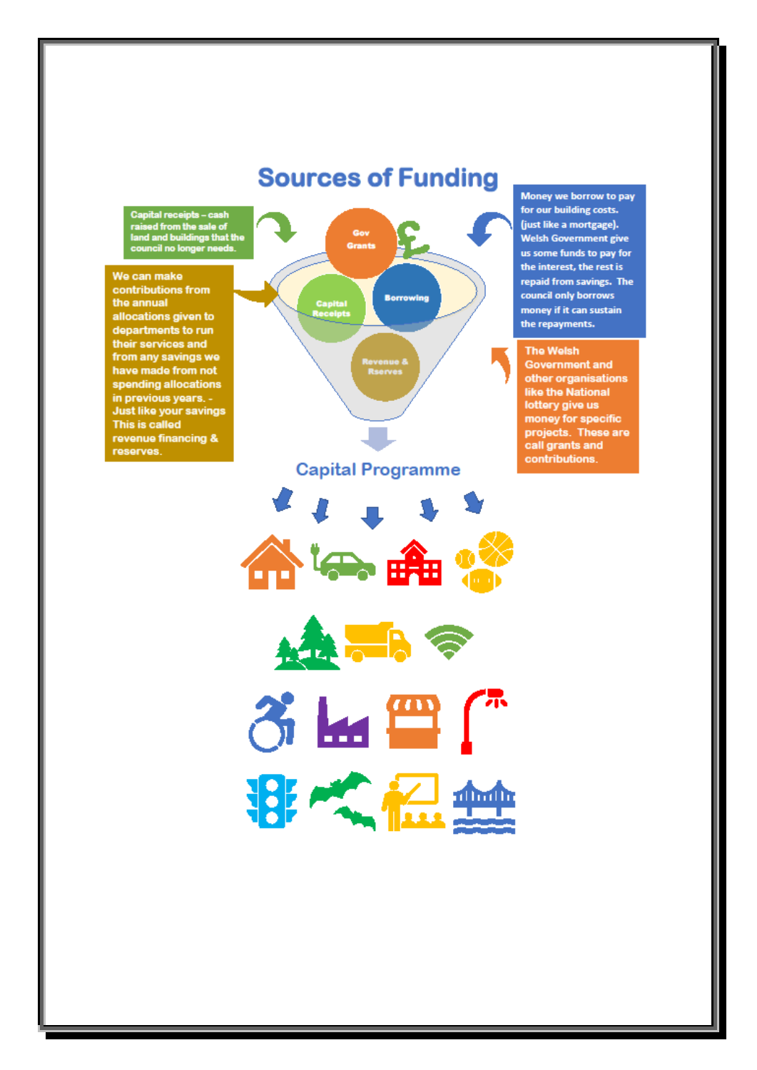# Sources of Funding

Capital receipts – cash raised from the sale of land and buildings that the council no longer needs.

We can make contributions from the annual allocations given to departments to run their services and from any savings we have made from not spending allocations in previous years. - Just like your savings This is called revenue financing & reserves.

Gov Grants

Capital Receipts

Borrowing

Revenue & Rserves

Money we borrow to pay for our building costs. (just like a mortgage). Welsh Government give us some funds to pay for the interest, the rest is repaid from savings. The council only borrows money if it can sustain the repayments.

The Welsh Government and other organisations like the National lottery give us money for specific projects. These are call grants and contributions.

## Capital Programme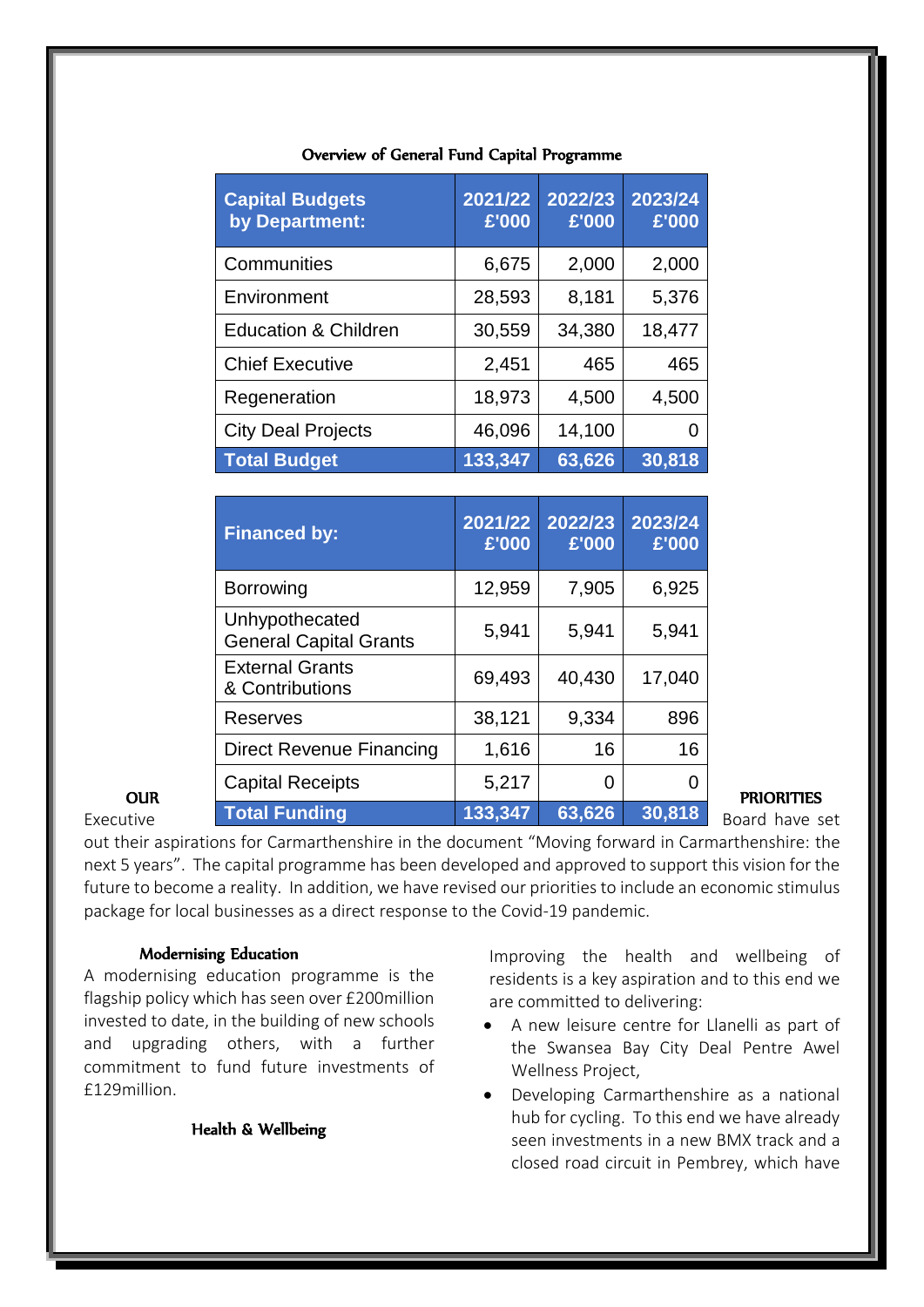### Overview of General Fund Capital Programme

| Capital Budgets by Department: | 2021/22 £'000 | 2022/23 £'000 | 2023/24 £'000 |
|---|---|---|---|
| Communities | 6,675 | 2,000 | 2,000 |
| Environment | 28,593 | 8,181 | 5,376 |
| Education & Children | 30,559 | 34,380 | 18,477 |
| Chief Executive | 2,451 | 465 | 465 |
| Regeneration | 18,973 | 4,500 | 4,500 |
| City Deal Projects | 46,096 | 14,100 | 0 |
| **Total Budget** | **133,347** | **63,626** | **30,818** |

| Financed by: | 2021/22 £'000 | 2022/23 £'000 | 2023/24 £'000 |
|---|---|---|---|
| Borrowing | 12,959 | 7,905 | 6,925 |
| Unhypothecated General Capital Grants | 5,941 | 5,941 | 5,941 |
| External Grants & Contributions | 69,493 | 40,430 | 17,040 |
| Reserves | 38,121 | 9,334 | 896 |
| Direct Revenue Financing | 1,616 | 16 | 16 |
| Capital Receipts | 5,217 | 0 | 0 |
| **Total Funding** | **133,347** | **63,626** | **30,818** |

## OUR PRIORITIES

Executive Board have set out their aspirations for Carmarthenshire in the document "Moving forward in Carmarthenshire: the next 5 years". The capital programme has been developed and approved to support this vision for the future to become a reality. In addition, we have revised our priorities to include an economic stimulus package for local businesses as a direct response to the Covid-19 pandemic.

### Modernising Education

A modernising education programme is the flagship policy which has seen over £200million invested to date, in the building of new schools and upgrading others, with a further commitment to fund future investments of £129million.

### Health & Wellbeing

Improving the health and wellbeing of residents is a key aspiration and to this end we are committed to delivering:

- A new leisure centre for Llanelli as part of the Swansea Bay City Deal Pentre Awel Wellness Project,
- Developing Carmarthenshire as a national hub for cycling. To this end we have already seen investments in a new BMX track and a closed road circuit in Pembrey, which have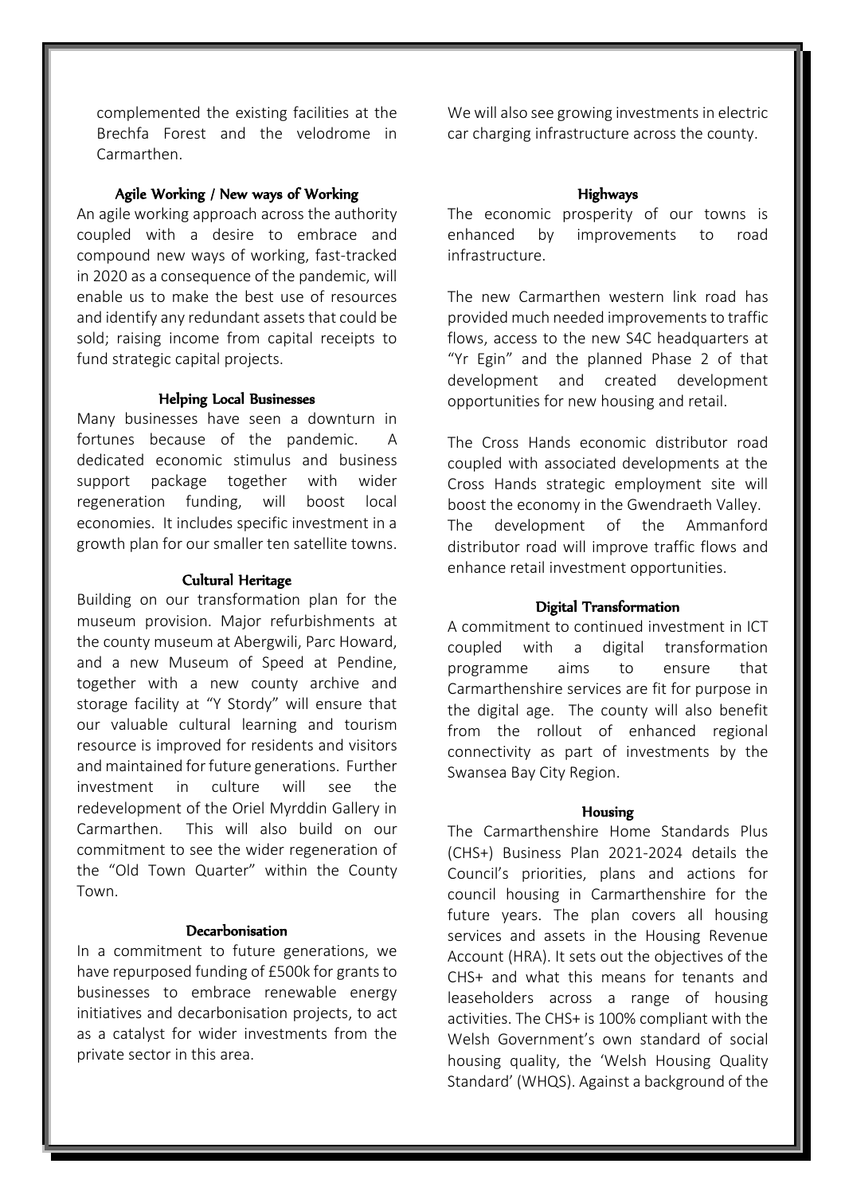complemented the existing facilities at the Brechfa Forest and the velodrome in Carmarthen.

#### Agile Working / New ways of Working

An agile working approach across the authority coupled with a desire to embrace and compound new ways of working, fast-tracked in 2020 as a consequence of the pandemic, will enable us to make the best use of resources and identify any redundant assets that could be sold; raising income from capital receipts to fund strategic capital projects.

#### Helping Local Businesses

Many businesses have seen a downturn in fortunes because of the pandemic. A dedicated economic stimulus and business support package together with wider regeneration funding, will boost local economies. It includes specific investment in a growth plan for our smaller ten satellite towns.

#### Cultural Heritage

Building on our transformation plan for the museum provision. Major refurbishments at the county museum at Abergwili, Parc Howard, and a new Museum of Speed at Pendine, together with a new county archive and storage facility at "Y Stordy" will ensure that our valuable cultural learning and tourism resource is improved for residents and visitors and maintained for future generations. Further investment in culture will see the redevelopment of the Oriel Myrddin Gallery in Carmarthen. This will also build on our commitment to see the wider regeneration of the "Old Town Quarter" within the County Town.

#### Decarbonisation

In a commitment to future generations, we have repurposed funding of £500k for grants to businesses to embrace renewable energy initiatives and decarbonisation projects, to act as a catalyst for wider investments from the private sector in this area.

We will also see growing investments in electric car charging infrastructure across the county.

#### Highways

The economic prosperity of our towns is enhanced by improvements to road infrastructure.

The new Carmarthen western link road has provided much needed improvements to traffic flows, access to the new S4C headquarters at "Yr Egin" and the planned Phase 2 of that development and created development opportunities for new housing and retail.

The Cross Hands economic distributor road coupled with associated developments at the Cross Hands strategic employment site will boost the economy in the Gwendraeth Valley. The development of the Ammanford distributor road will improve traffic flows and enhance retail investment opportunities.

#### Digital Transformation

A commitment to continued investment in ICT coupled with a digital transformation programme aims to ensure that Carmarthenshire services are fit for purpose in the digital age. The county will also benefit from the rollout of enhanced regional connectivity as part of investments by the Swansea Bay City Region.

#### Housing

The Carmarthenshire Home Standards Plus (CHS+) Business Plan 2021-2024 details the Council's priorities, plans and actions for council housing in Carmarthenshire for the future years. The plan covers all housing services and assets in the Housing Revenue Account (HRA). It sets out the objectives of the CHS+ and what this means for tenants and leaseholders across a range of housing activities. The CHS+ is 100% compliant with the Welsh Government's own standard of social housing quality, the 'Welsh Housing Quality Standard' (WHQS). Against a background of the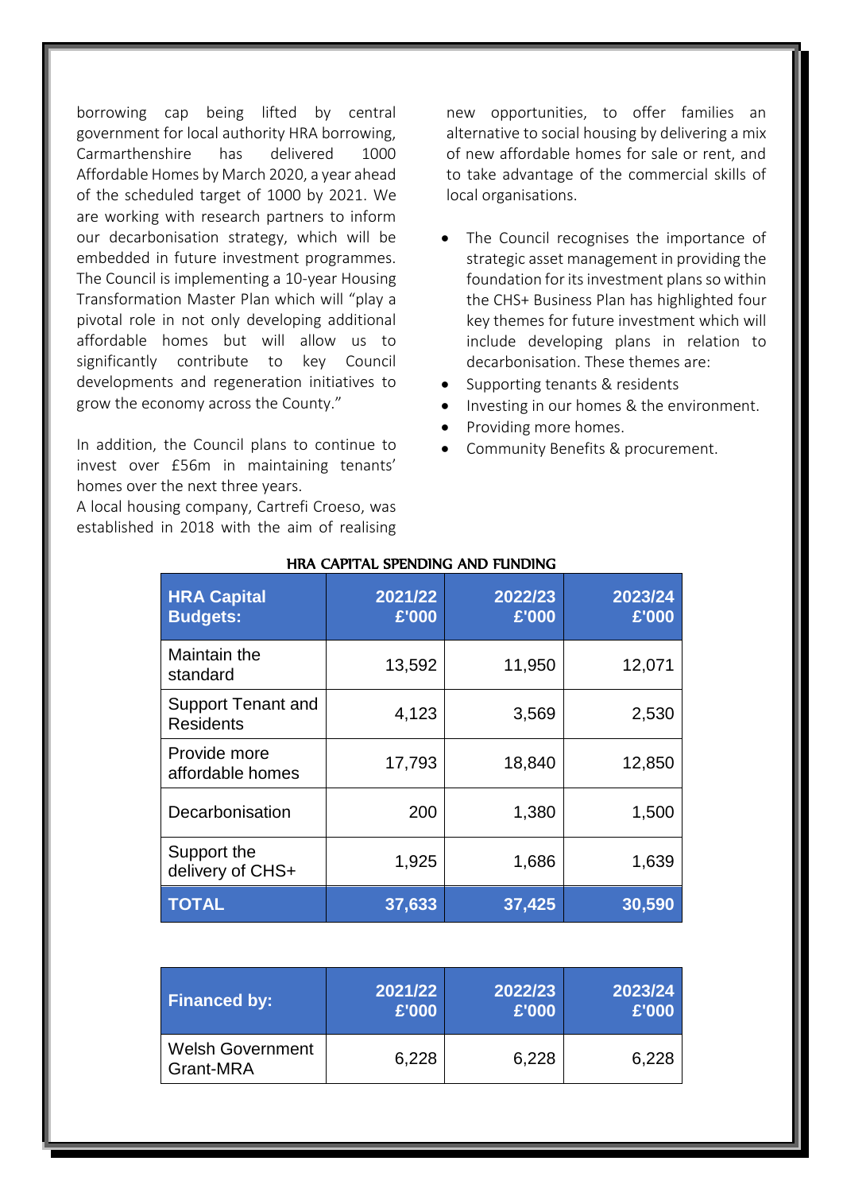borrowing cap being lifted by central government for local authority HRA borrowing, Carmarthenshire has delivered 1000 Affordable Homes by March 2020, a year ahead of the scheduled target of 1000 by 2021. We are working with research partners to inform our decarbonisation strategy, which will be embedded in future investment programmes. The Council is implementing a 10-year Housing Transformation Master Plan which will "play a pivotal role in not only developing additional affordable homes but will allow us to significantly contribute to key Council developments and regeneration initiatives to grow the economy across the County."

In addition, the Council plans to continue to invest over £56m in maintaining tenants' homes over the next three years.
A local housing company, Cartrefi Croeso, was established in 2018 with the aim of realising new opportunities, to offer families an alternative to social housing by delivering a mix of new affordable homes for sale or rent, and to take advantage of the commercial skills of local organisations.

- The Council recognises the importance of strategic asset management in providing the foundation for its investment plans so within the CHS+ Business Plan has highlighted four key themes for future investment which will include developing plans in relation to decarbonisation. These themes are:
- Supporting tenants & residents
- Investing in our homes & the environment.
- Providing more homes.
- Community Benefits & procurement.

HRA CAPITAL SPENDING AND FUNDING

| HRA Capital Budgets: | 2021/22 £'000 | 2022/23 £'000 | 2023/24 £'000 |
|---|---|---|---|
| Maintain the standard | 13,592 | 11,950 | 12,071 |
| Support Tenant and Residents | 4,123 | 3,569 | 2,530 |
| Provide more affordable homes | 17,793 | 18,840 | 12,850 |
| Decarbonisation | 200 | 1,380 | 1,500 |
| Support the delivery of CHS+ | 1,925 | 1,686 | 1,639 |
| **TOTAL** | **37,633** | **37,425** | **30,590** |

| Financed by: | 2021/22 £'000 | 2022/23 £'000 | 2023/24 £'000 |
|---|---|---|---|
| Welsh Government Grant-MRA | 6,228 | 6,228 | 6,228 |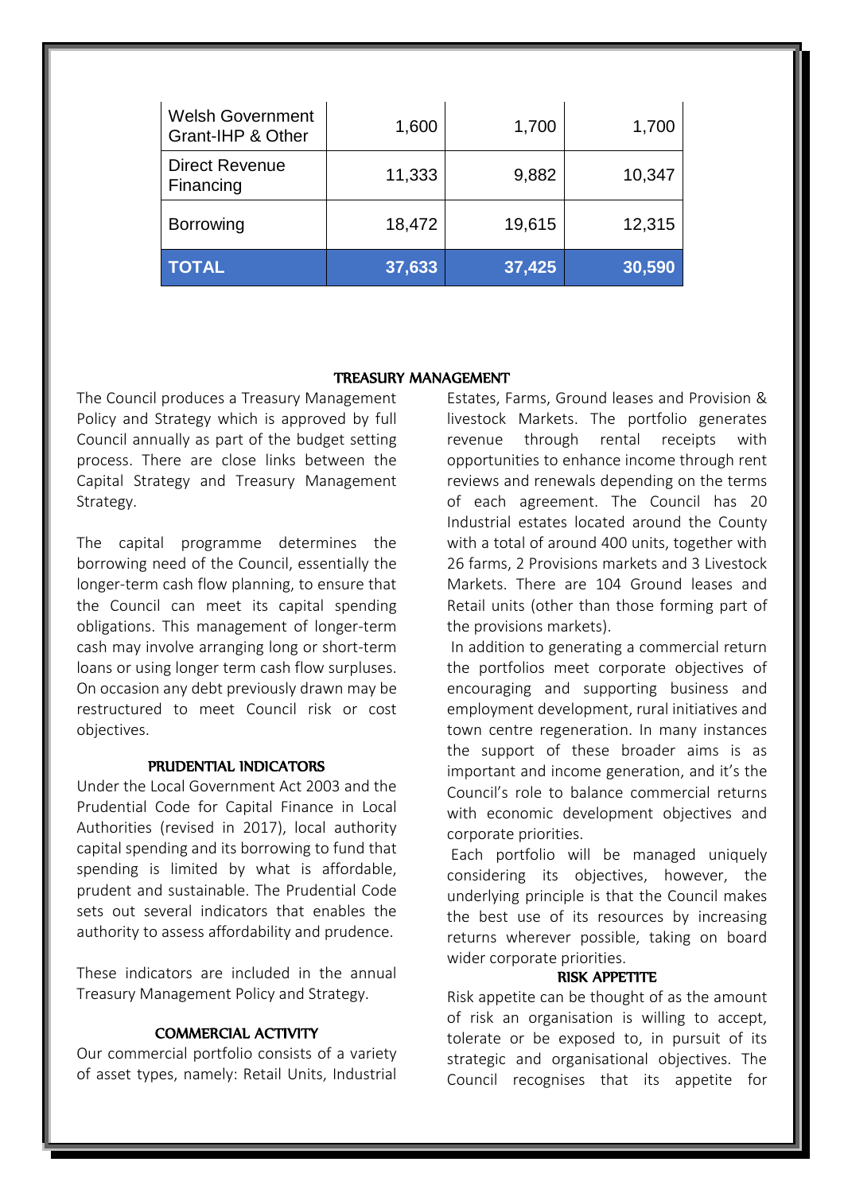| | | | |
|---|---|---|---|
| Welsh Government Grant-IHP & Other | 1,600 | 1,700 | 1,700 |
| Direct Revenue Financing | 11,333 | 9,882 | 10,347 |
| Borrowing | 18,472 | 19,615 | 12,315 |
| **TOTAL** | **37,633** | **37,425** | **30,590** |

## TREASURY MANAGEMENT

The Council produces a Treasury Management Policy and Strategy which is approved by full Council annually as part of the budget setting process. There are close links between the Capital Strategy and Treasury Management Strategy.

The capital programme determines the borrowing need of the Council, essentially the longer-term cash flow planning, to ensure that the Council can meet its capital spending obligations. This management of longer-term cash may involve arranging long or short-term loans or using longer term cash flow surpluses. On occasion any debt previously drawn may be restructured to meet Council risk or cost objectives.

### PRUDENTIAL INDICATORS

Under the Local Government Act 2003 and the Prudential Code for Capital Finance in Local Authorities (revised in 2017), local authority capital spending and its borrowing to fund that spending is limited by what is affordable, prudent and sustainable. The Prudential Code sets out several indicators that enables the authority to assess affordability and prudence.

These indicators are included in the annual Treasury Management Policy and Strategy.

### COMMERCIAL ACTIVITY

Our commercial portfolio consists of a variety of asset types, namely: Retail Units, Industrial Estates, Farms, Ground leases and Provision & livestock Markets. The portfolio generates revenue through rental receipts with opportunities to enhance income through rent reviews and renewals depending on the terms of each agreement. The Council has 20 Industrial estates located around the County with a total of around 400 units, together with 26 farms, 2 Provisions markets and 3 Livestock Markets. There are 104 Ground leases and Retail units (other than those forming part of the provisions markets).

In addition to generating a commercial return the portfolios meet corporate objectives of encouraging and supporting business and employment development, rural initiatives and town centre regeneration. In many instances the support of these broader aims is as important and income generation, and it's the Council's role to balance commercial returns with economic development objectives and corporate priorities.

Each portfolio will be managed uniquely considering its objectives, however, the underlying principle is that the Council makes the best use of its resources by increasing returns wherever possible, taking on board wider corporate priorities.

### RISK APPETITE

Risk appetite can be thought of as the amount of risk an organisation is willing to accept, tolerate or be exposed to, in pursuit of its strategic and organisational objectives. The Council recognises that its appetite for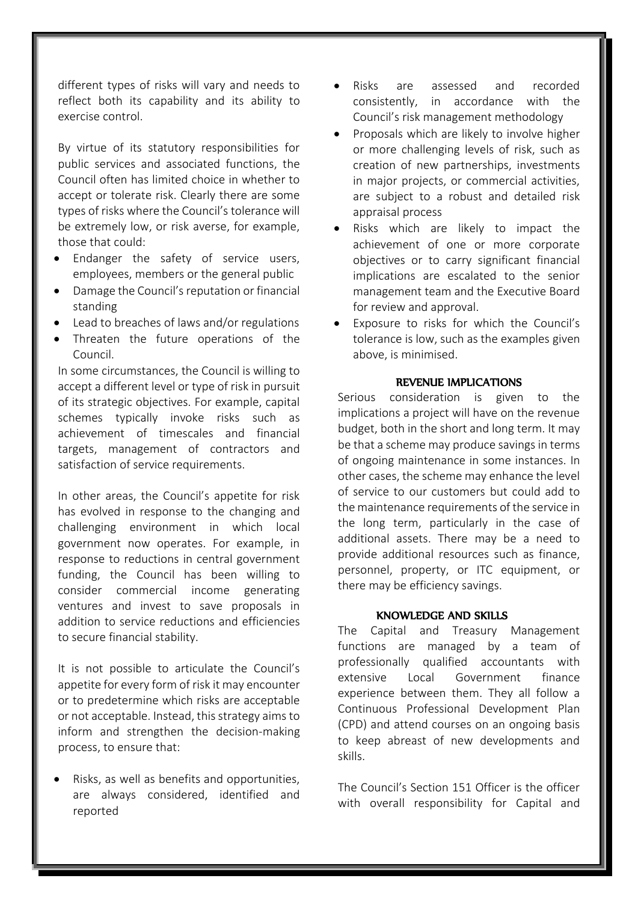different types of risks will vary and needs to reflect both its capability and its ability to exercise control.

By virtue of its statutory responsibilities for public services and associated functions, the Council often has limited choice in whether to accept or tolerate risk. Clearly there are some types of risks where the Council's tolerance will be extremely low, or risk averse, for example, those that could:

- Endanger the safety of service users, employees, members or the general public
- Damage the Council's reputation or financial standing
- Lead to breaches of laws and/or regulations
- Threaten the future operations of the Council.

In some circumstances, the Council is willing to accept a different level or type of risk in pursuit of its strategic objectives. For example, capital schemes typically invoke risks such as achievement of timescales and financial targets, management of contractors and satisfaction of service requirements.

In other areas, the Council's appetite for risk has evolved in response to the changing and challenging environment in which local government now operates. For example, in response to reductions in central government funding, the Council has been willing to consider commercial income generating ventures and invest to save proposals in addition to service reductions and efficiencies to secure financial stability.

It is not possible to articulate the Council's appetite for every form of risk it may encounter or to predetermine which risks are acceptable or not acceptable. Instead, this strategy aims to inform and strengthen the decision-making process, to ensure that:

- Risks, as well as benefits and opportunities, are always considered, identified and reported
- Risks are assessed and recorded consistently, in accordance with the Council's risk management methodology
- Proposals which are likely to involve higher or more challenging levels of risk, such as creation of new partnerships, investments in major projects, or commercial activities, are subject to a robust and detailed risk appraisal process
- Risks which are likely to impact the achievement of one or more corporate objectives or to carry significant financial implications are escalated to the senior management team and the Executive Board for review and approval.
- Exposure to risks for which the Council's tolerance is low, such as the examples given above, is minimised.

## REVENUE IMPLICATIONS

Serious consideration is given to the implications a project will have on the revenue budget, both in the short and long term. It may be that a scheme may produce savings in terms of ongoing maintenance in some instances. In other cases, the scheme may enhance the level of service to our customers but could add to the maintenance requirements of the service in the long term, particularly in the case of additional assets. There may be a need to provide additional resources such as finance, personnel, property, or ITC equipment, or there may be efficiency savings.

## KNOWLEDGE AND SKILLS

The Capital and Treasury Management functions are managed by a team of professionally qualified accountants with extensive Local Government finance experience between them. They all follow a Continuous Professional Development Plan (CPD) and attend courses on an ongoing basis to keep abreast of new developments and skills.

The Council's Section 151 Officer is the officer with overall responsibility for Capital and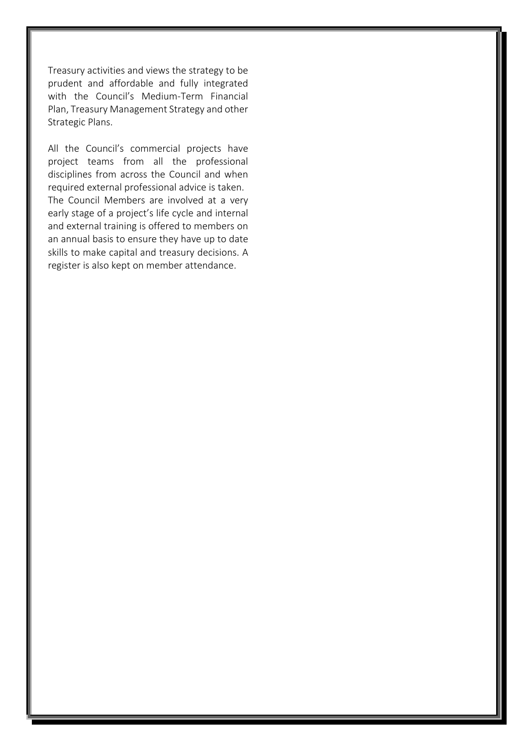Treasury activities and views the strategy to be prudent and affordable and fully integrated with the Council's Medium-Term Financial Plan, Treasury Management Strategy and other Strategic Plans.

All the Council's commercial projects have project teams from all the professional disciplines from across the Council and when required external professional advice is taken. The Council Members are involved at a very early stage of a project's life cycle and internal and external training is offered to members on an annual basis to ensure they have up to date skills to make capital and treasury decisions. A register is also kept on member attendance.